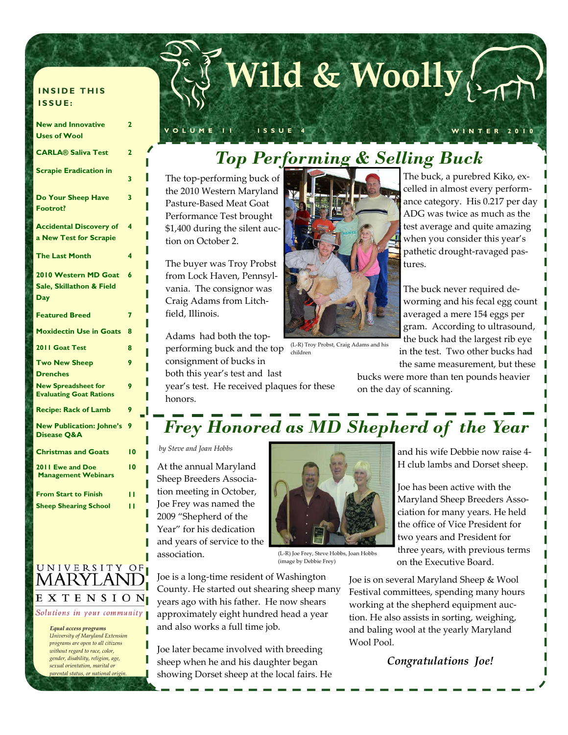# Wild & Woolly

VOLUME 11 ISSUE 4 WINTER 2010

**INSIDE THIS ISSUE:**

| | |
|---|---|
| New and Innovative Uses of Wool | 2 |
| CARLA® Saliva Test | 2 |
| Scrapie Eradication in | 3 |
| Do Your Sheep Have Footrot? | 3 |
| Accidental Discovery of a New Test for Scrapie | 4 |
| The Last Month | 4 |
| 2010 Western MD Goat Sale, Skillathon & Field Day | 6 |
| Featured Breed | 7 |
| Moxidectin Use in Goats | 8 |
| 2011 Goat Test | 8 |
| Two New Sheep Drenches | 9 |
| New Spreadsheet for Evaluating Goat Rations | 9 |
| Recipe: Rack of Lamb | 9 |
| New Publication: Johne's Disease Q&A | 9 |
| Christmas and Goats | 10 |
| 2011 Ewe and Doe Management Webinars | 10 |
| From Start to Finish | 11 |
| Sheep Shearing School | 11 |

UNIVERSITY OF MARYLAND EXTENSION

*Solutions in your community*

***Equal access programs***
*University of Maryland Extension programs are open to all citizens without regard to race, color, gender, disability, religion, age, sexual orientation, marital or parental status, or national origin.*

## *Top Performing & Selling Buck*

The top-performing buck of the 2010 Western Maryland Pasture-Based Meat Goat Performance Test brought $1,400 during the silent auction on October 2.

The buyer was Troy Probst from Lock Haven, Pennsylvania. The consignor was Craig Adams from Litchfield, Illinois.

Adams had both the top-performing buck and the top consignment of bucks in both this year's test and last year's test. He received plaques for these honors.

(L-R) Troy Probst, Craig Adams and his children

The buck, a purebred Kiko, excelled in almost every performance category. His 0.217 per day ADG was twice as much as the test average and quite amazing when you consider this year's pathetic drought-ravaged pastures.

The buck never required deworming and his fecal egg count averaged a mere 154 eggs per gram. According to ultrasound, the buck had the largest rib eye in the test. Two other bucks had the same measurement, but these bucks were more than ten pounds heavier on the day of scanning.

## *Frey Honored as MD Shepherd of the Year*

*by Steve and Joan Hobbs*

At the annual Maryland Sheep Breeders Association meeting in October, Joe Frey was named the 2009 "Shepherd of the Year" for his dedication and years of service to the association.

(L-R) Joe Frey, Steve Hobbs, Joan Hobbs (image by Debbie Frey)

Joe is a long-time resident of Washington County. He started out shearing sheep many years ago with his father. He now shears approximately eight hundred head a year and also works a full time job.

Joe later became involved with breeding sheep when he and his daughter began showing Dorset sheep at the local fairs. He and his wife Debbie now raise 4-H club lambs and Dorset sheep.

Joe has been active with the Maryland Sheep Breeders Association for many years. He held the office of Vice President for two years and President for three years, with previous terms on the Executive Board.

Joe is on several Maryland Sheep & Wool Festival committees, spending many hours working at the shepherd equipment auction. He also assists in sorting, weighing, and baling wool at the yearly Maryland Wool Pool.

***Congratulations Joe!***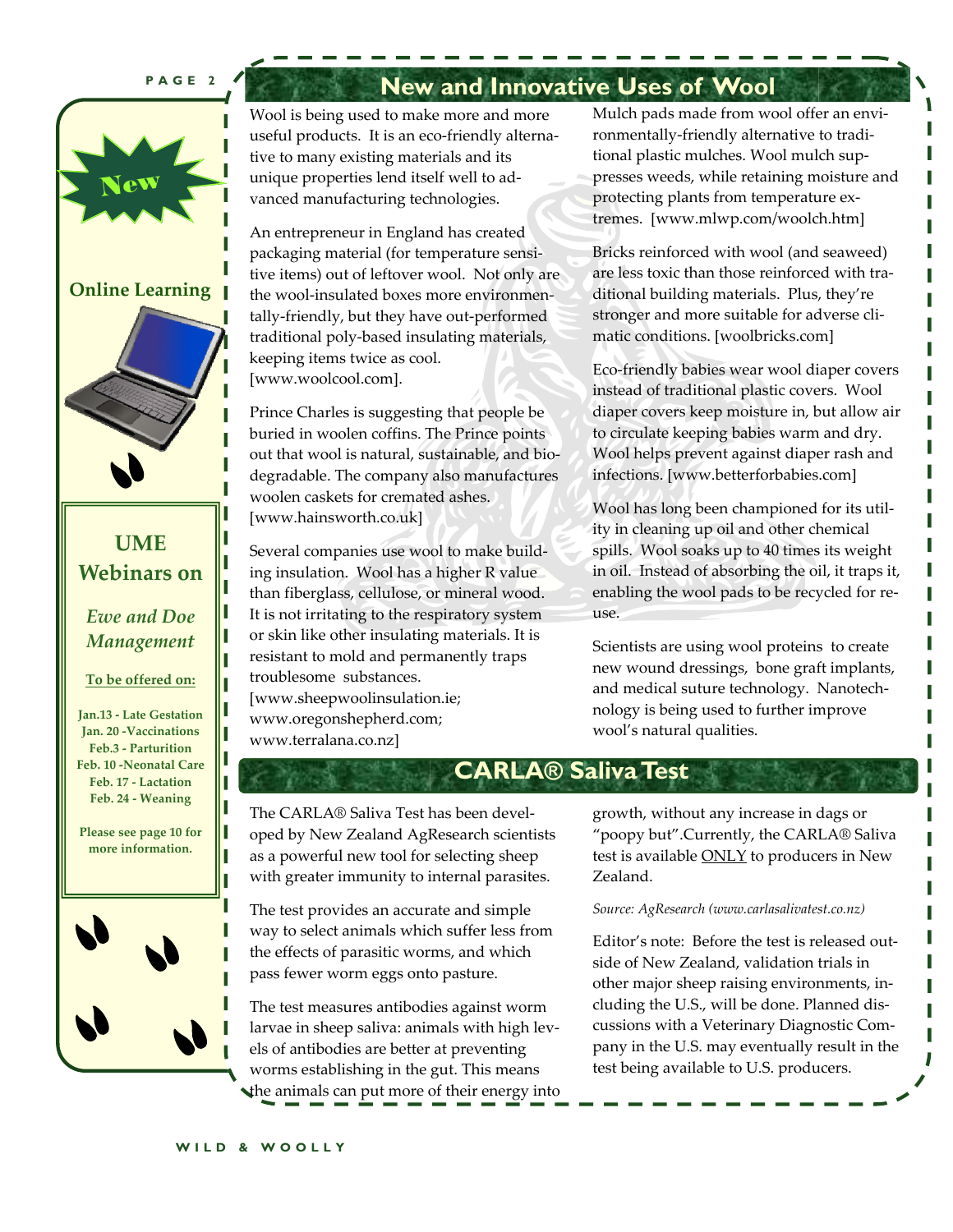New

**Online Learning**

## UME Webinars on

*Ewe and Doe Management*

**To be offered on:**

**Jan.13 - Late Gestation**
**Jan. 20 -Vaccinations**
**Feb.3 - Parturition**
**Feb. 10 -Neonatal Care**
**Feb. 17 - Lactation**
**Feb. 24 - Weaning**

**Please see page 10 for more information.**

# New and Innovative Uses of Wool

Wool is being used to make more and more useful products. It is an eco-friendly alternative to many existing materials and its unique properties lend itself well to advanced manufacturing technologies.

An entrepreneur in England has created packaging material (for temperature sensitive items) out of leftover wool. Not only are the wool-insulated boxes more environmentally-friendly, but they have out-performed traditional poly-based insulating materials, keeping items twice as cool. [www.woolcool.com].

Prince Charles is suggesting that people be buried in woolen coffins. The Prince points out that wool is natural, sustainable, and biodegradable. The company also manufactures woolen caskets for cremated ashes. [www.hainsworth.co.uk]

Several companies use wool to make building insulation. Wool has a higher R value than fiberglass, cellulose, or mineral wood. It is not irritating to the respiratory system or skin like other insulating materials. It is resistant to mold and permanently traps troublesome substances. [www.sheepwoolinsulation.ie; www.oregonshepherd.com; www.terralana.co.nz]

Mulch pads made from wool offer an environmentally-friendly alternative to traditional plastic mulches. Wool mulch suppresses weeds, while retaining moisture and protecting plants from temperature extremes. [www.mlwp.com/woolch.htm]

Bricks reinforced with wool (and seaweed) are less toxic than those reinforced with traditional building materials. Plus, they're stronger and more suitable for adverse climatic conditions. [woolbricks.com]

Eco-friendly babies wear wool diaper covers instead of traditional plastic covers. Wool diaper covers keep moisture in, but allow air to circulate keeping babies warm and dry. Wool helps prevent against diaper rash and infections. [www.betterforbabies.com]

Wool has long been championed for its utility in cleaning up oil and other chemical spills. Wool soaks up to 40 times its weight in oil. Instead of absorbing the oil, it traps it, enabling the wool pads to be recycled for reuse.

Scientists are using wool proteins to create new wound dressings, bone graft implants, and medical suture technology. Nanotechnology is being used to further improve wool's natural qualities.

# CARLA® Saliva Test

The CARLA® Saliva Test has been developed by New Zealand AgResearch scientists as a powerful new tool for selecting sheep with greater immunity to internal parasites.

The test provides an accurate and simple way to select animals which suffer less from the effects of parasitic worms, and which pass fewer worm eggs onto pasture.

The test measures antibodies against worm larvae in sheep saliva: animals with high levels of antibodies are better at preventing worms establishing in the gut. This means the animals can put more of their energy into growth, without any increase in dags or "poopy but".Currently, the CARLA® Saliva test is available ONLY to producers in New Zealand.

*Source: AgResearch (www.carlasalivatest.co.nz)*

Editor's note: Before the test is released outside of New Zealand, validation trials in other major sheep raising environments, including the U.S., will be done. Planned discussions with a Veterinary Diagnostic Company in the U.S. may eventually result in the test being available to U.S. producers.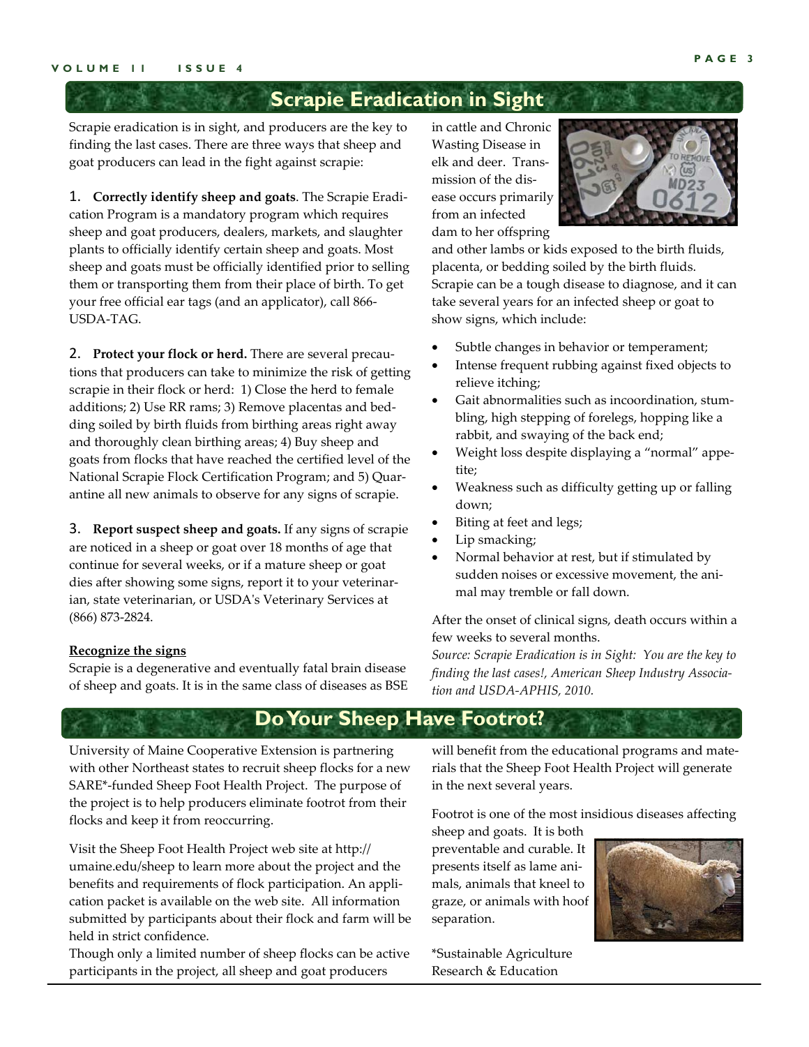## Scrapie Eradication in Sight

Scrapie eradication is in sight, and producers are the key to finding the last cases. There are three ways that sheep and goat producers can lead in the fight against scrapie:

1. **Correctly identify sheep and goats**. The Scrapie Eradication Program is a mandatory program which requires sheep and goat producers, dealers, markets, and slaughter plants to officially identify certain sheep and goats. Most sheep and goats must be officially identified prior to selling them or transporting them from their place of birth. To get your free official ear tags (and an applicator), call 866-USDA-TAG.

2. **Protect your flock or herd.** There are several precautions that producers can take to minimize the risk of getting scrapie in their flock or herd: 1) Close the herd to female additions; 2) Use RR rams; 3) Remove placentas and bedding soiled by birth fluids from birthing areas right away and thoroughly clean birthing areas; 4) Buy sheep and goats from flocks that have reached the certified level of the National Scrapie Flock Certification Program; and 5) Quarantine all new animals to observe for any signs of scrapie.

3. **Report suspect sheep and goats.** If any signs of scrapie are noticed in a sheep or goat over 18 months of age that continue for several weeks, or if a mature sheep or goat dies after showing some signs, report it to your veterinarian, state veterinarian, or USDA's Veterinary Services at (866) 873-2824.

**Recognize the signs**

Scrapie is a degenerative and eventually fatal brain disease of sheep and goats. It is in the same class of diseases as BSE in cattle and Chronic Wasting Disease in elk and deer. Transmission of the disease occurs primarily from an infected dam to her offspring and other lambs or kids exposed to the birth fluids, placenta, or bedding soiled by the birth fluids. Scrapie can be a tough disease to diagnose, and it can take several years for an infected sheep or goat to show signs, which include:

- Subtle changes in behavior or temperament;
- Intense frequent rubbing against fixed objects to relieve itching;
- Gait abnormalities such as incoordination, stumbling, high stepping of forelegs, hopping like a rabbit, and swaying of the back end;
- Weight loss despite displaying a "normal" appetite;
- Weakness such as difficulty getting up or falling down;
- Biting at feet and legs;
- Lip smacking;
- Normal behavior at rest, but if stimulated by sudden noises or excessive movement, the animal may tremble or fall down.

After the onset of clinical signs, death occurs within a few weeks to several months.

*Source: Scrapie Eradication is in Sight: You are the key to finding the last cases!, American Sheep Industry Association and USDA-APHIS, 2010.*

## Do Your Sheep Have Footrot?

University of Maine Cooperative Extension is partnering with other Northeast states to recruit sheep flocks for a new SARE*-funded Sheep Foot Health Project. The purpose of the project is to help producers eliminate footrot from their flocks and keep it from reoccurring.

Visit the Sheep Foot Health Project web site at http://umaine.edu/sheep to learn more about the project and the benefits and requirements of flock participation. An application packet is available on the web site. All information submitted by participants about their flock and farm will be held in strict confidence.

Though only a limited number of sheep flocks can be active participants in the project, all sheep and goat producers will benefit from the educational programs and materials that the Sheep Foot Health Project will generate in the next several years.

Footrot is one of the most insidious diseases affecting sheep and goats. It is both preventable and curable. It presents itself as lame animals, animals that kneel to graze, or animals with hoof separation.

*Sustainable Agriculture Research & Education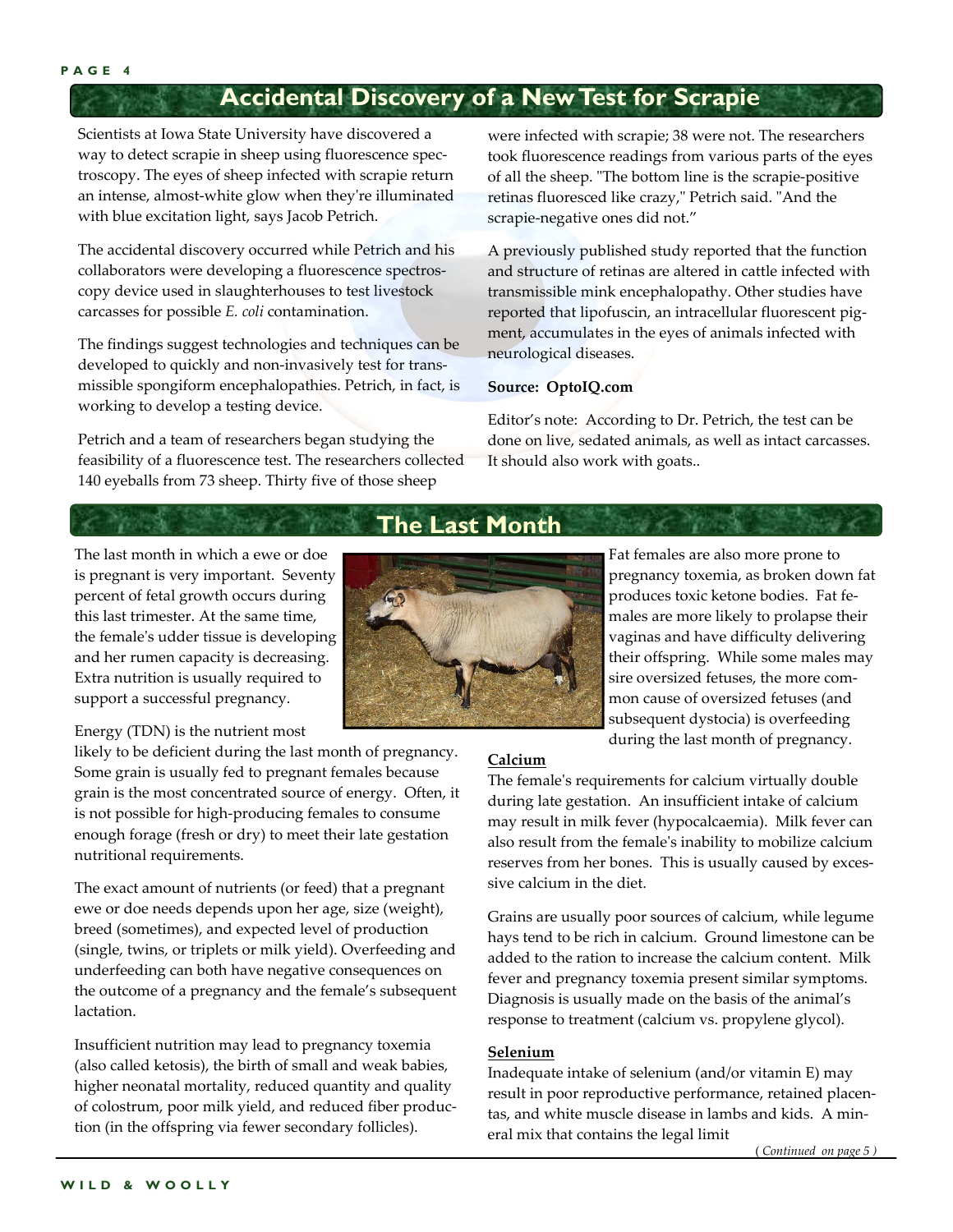## Accidental Discovery of a New Test for Scrapie

Scientists at Iowa State University have discovered a way to detect scrapie in sheep using fluorescence spectroscopy. The eyes of sheep infected with scrapie return an intense, almost-white glow when they're illuminated with blue excitation light, says Jacob Petrich.

The accidental discovery occurred while Petrich and his collaborators were developing a fluorescence spectroscopy device used in slaughterhouses to test livestock carcasses for possible *E. coli* contamination.

The findings suggest technologies and techniques can be developed to quickly and non-invasively test for transmissible spongiform encephalopathies. Petrich, in fact, is working to develop a testing device.

Petrich and a team of researchers began studying the feasibility of a fluorescence test. The researchers collected 140 eyeballs from 73 sheep. Thirty five of those sheep were infected with scrapie; 38 were not. The researchers took fluorescence readings from various parts of the eyes of all the sheep. "The bottom line is the scrapie-positive retinas fluoresced like crazy," Petrich said. "And the scrapie-negative ones did not."

A previously published study reported that the function and structure of retinas are altered in cattle infected with transmissible mink encephalopathy. Other studies have reported that lipofuscin, an intracellular fluorescent pigment, accumulates in the eyes of animals infected with neurological diseases.

**Source: OptoIQ.com**

Editor's note: According to Dr. Petrich, the test can be done on live, sedated animals, as well as intact carcasses. It should also work with goats..

## The Last Month

The last month in which a ewe or doe is pregnant is very important. Seventy percent of fetal growth occurs during this last trimester. At the same time, the female's udder tissue is developing and her rumen capacity is decreasing. Extra nutrition is usually required to support a successful pregnancy.

Energy (TDN) is the nutrient most likely to be deficient during the last month of pregnancy. Some grain is usually fed to pregnant females because grain is the most concentrated source of energy. Often, it is not possible for high-producing females to consume enough forage (fresh or dry) to meet their late gestation nutritional requirements.

The exact amount of nutrients (or feed) that a pregnant ewe or doe needs depends upon her age, size (weight), breed (sometimes), and expected level of production (single, twins, or triplets or milk yield). Overfeeding and underfeeding can both have negative consequences on the outcome of a pregnancy and the female's subsequent lactation.

Insufficient nutrition may lead to pregnancy toxemia (also called ketosis), the birth of small and weak babies, higher neonatal mortality, reduced quantity and quality of colostrum, poor milk yield, and reduced fiber production (in the offspring via fewer secondary follicles).

Fat females are also more prone to pregnancy toxemia, as broken down fat produces toxic ketone bodies. Fat females are more likely to prolapse their vaginas and have difficulty delivering their offspring. While some males may sire oversized fetuses, the more common cause of oversized fetuses (and subsequent dystocia) is overfeeding during the last month of pregnancy.

**Calcium**

The female's requirements for calcium virtually double during late gestation. An insufficient intake of calcium may result in milk fever (hypocalcaemia). Milk fever can also result from the female's inability to mobilize calcium reserves from her bones. This is usually caused by excessive calcium in the diet.

Grains are usually poor sources of calcium, while legume hays tend to be rich in calcium. Ground limestone can be added to the ration to increase the calcium content. Milk fever and pregnancy toxemia present similar symptoms. Diagnosis is usually made on the basis of the animal's response to treatment (calcium vs. propylene glycol).

**Selenium**

Inadequate intake of selenium (and/or vitamin E) may result in poor reproductive performance, retained placentas, and white muscle disease in lambs and kids. A mineral mix that contains the legal limit

*(Continued on page 5)*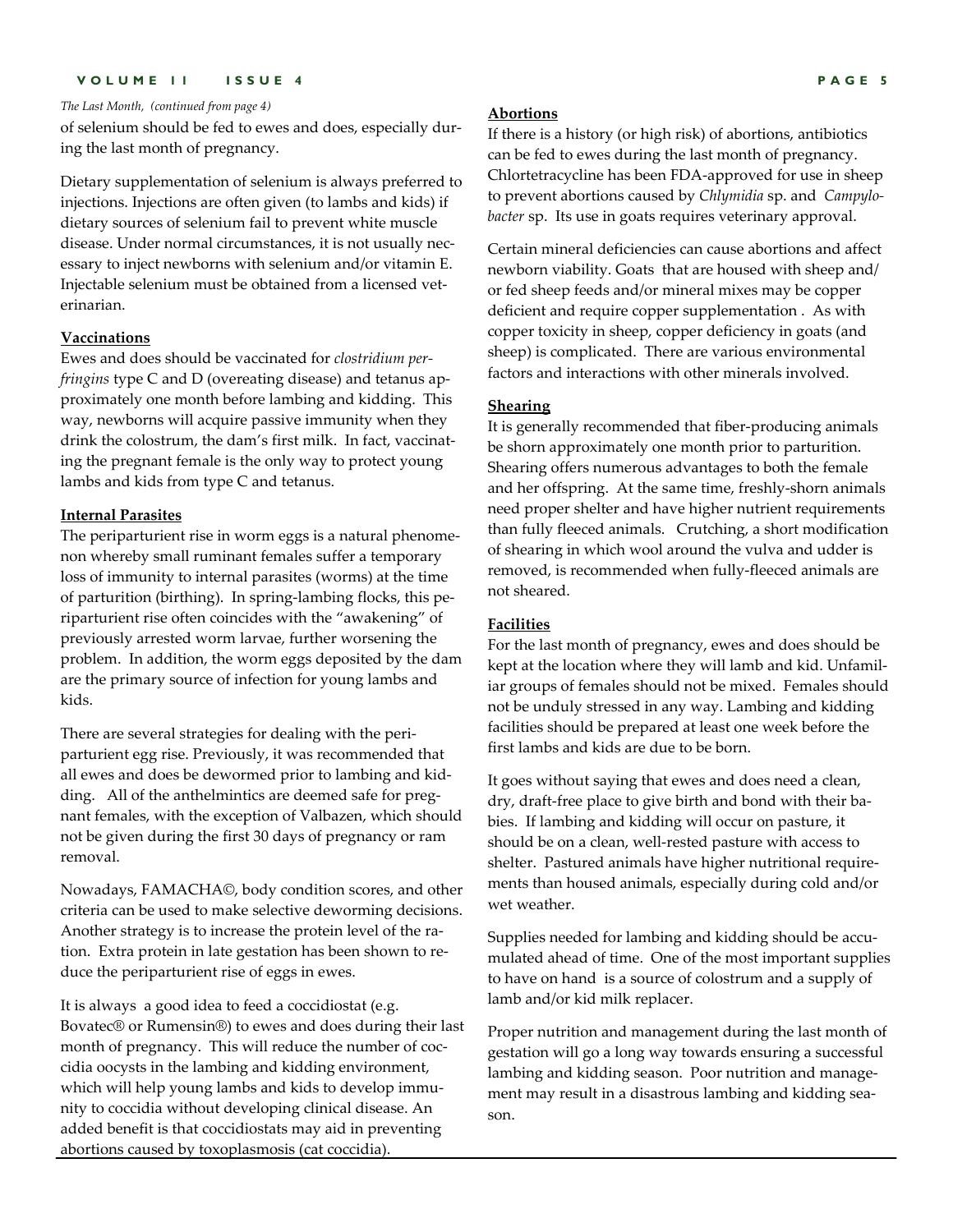*The Last Month, (continued from page 4)*

of selenium should be fed to ewes and does, especially during the last month of pregnancy.

Dietary supplementation of selenium is always preferred to injections. Injections are often given (to lambs and kids) if dietary sources of selenium fail to prevent white muscle disease. Under normal circumstances, it is not usually necessary to inject newborns with selenium and/or vitamin E. Injectable selenium must be obtained from a licensed veterinarian.

**Vaccinations**

Ewes and does should be vaccinated for *clostridium perfringens* type C and D (overeating disease) and tetanus approximately one month before lambing and kidding. This way, newborns will acquire passive immunity when they drink the colostrum, the dam's first milk. In fact, vaccinating the pregnant female is the only way to protect young lambs and kids from type C and tetanus.

**Internal Parasites**

The periparturient rise in worm eggs is a natural phenomenon whereby small ruminant females suffer a temporary loss of immunity to internal parasites (worms) at the time of parturition (birthing). In spring-lambing flocks, this periparturient rise often coincides with the "awakening" of previously arrested worm larvae, further worsening the problem. In addition, the worm eggs deposited by the dam are the primary source of infection for young lambs and kids.

There are several strategies for dealing with the periparturient egg rise. Previously, it was recommended that all ewes and does be dewormed prior to lambing and kidding. All of the anthelmintics are deemed safe for pregnant females, with the exception of Valbazen, which should not be given during the first 30 days of pregnancy or ram removal.

Nowadays, FAMACHA©, body condition scores, and other criteria can be used to make selective deworming decisions. Another strategy is to increase the protein level of the ration. Extra protein in late gestation has been shown to reduce the periparturient rise of eggs in ewes.

It is always a good idea to feed a coccidiostat (e.g. Bovatec® or Rumensin®) to ewes and does during their last month of pregnancy. This will reduce the number of coccidia oocysts in the lambing and kidding environment, which will help young lambs and kids to develop immunity to coccidia without developing clinical disease. An added benefit is that coccidiostats may aid in preventing abortions caused by toxoplasmosis (cat coccidia).

**Abortions**

If there is a history (or high risk) of abortions, antibiotics can be fed to ewes during the last month of pregnancy. Chlortetracycline has been FDA-approved for use in sheep to prevent abortions caused by *Chlymidia* sp. and *Campylobacter* sp. Its use in goats requires veterinary approval.

Certain mineral deficiencies can cause abortions and affect newborn viability. Goats that are housed with sheep and/or fed sheep feeds and/or mineral mixes may be copper deficient and require copper supplementation . As with copper toxicity in sheep, copper deficiency in goats (and sheep) is complicated. There are various environmental factors and interactions with other minerals involved.

**Shearing**

It is generally recommended that fiber-producing animals be shorn approximately one month prior to parturition. Shearing offers numerous advantages to both the female and her offspring. At the same time, freshly-shorn animals need proper shelter and have higher nutrient requirements than fully fleeced animals. Crutching, a short modification of shearing in which wool around the vulva and udder is removed, is recommended when fully-fleeced animals are not sheared.

**Facilities**

For the last month of pregnancy, ewes and does should be kept at the location where they will lamb and kid. Unfamiliar groups of females should not be mixed. Females should not be unduly stressed in any way. Lambing and kidding facilities should be prepared at least one week before the first lambs and kids are due to be born.

It goes without saying that ewes and does need a clean, dry, draft-free place to give birth and bond with their babies. If lambing and kidding will occur on pasture, it should be on a clean, well-rested pasture with access to shelter. Pastured animals have higher nutritional requirements than housed animals, especially during cold and/or wet weather.

Supplies needed for lambing and kidding should be accumulated ahead of time. One of the most important supplies to have on hand is a source of colostrum and a supply of lamb and/or kid milk replacer.

Proper nutrition and management during the last month of gestation will go a long way towards ensuring a successful lambing and kidding season. Poor nutrition and management may result in a disastrous lambing and kidding season.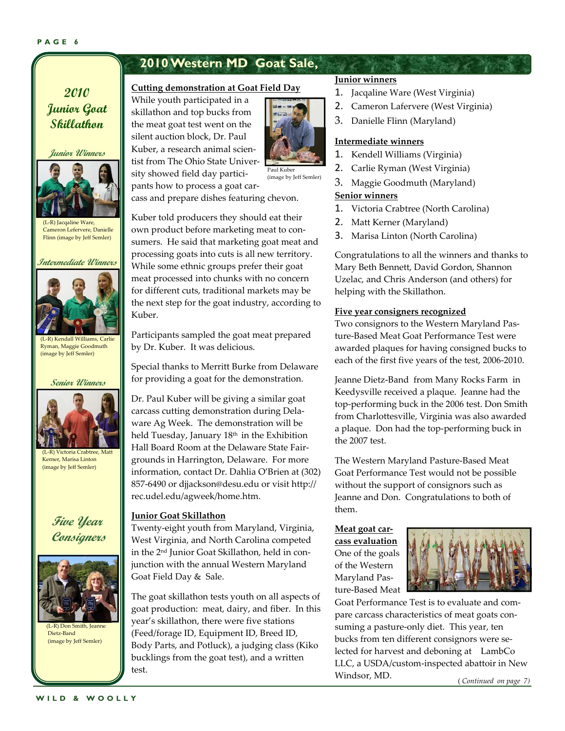## 2010 Western MD Goat Sale,

### 2010 Junior Goat Skillathon

*Junior Winners*

(L-R) Jacqaline Ware, Cameron Lefervere, Danielle Flinn (image by Jeff Semler)

*Intermediate Winners*

(L-R) Kendall Williams, Carlie Ryman, Maggie Goodmuth (image by Jeff Semler)

*Senior Winners*

(L-R) Victoria Crabtree, Matt Kerner, Marisa Linton (image by Jeff Semler)

*Five Year Consigners*

(L-R) Don Smith, Jeanne Dietz-Band (image by Jeff Semler)

**Cutting demonstration at Goat Field Day**

While youth participated in a skillathon and top bucks from the meat goat test went on the silent auction block, Dr. Paul Kuber, a research animal scientist from The Ohio State University showed field day participants how to process a goat carcass and prepare dishes featuring chevon.

Paul Kuber (image by Jeff Semler)

Kuber told producers they should eat their own product before marketing meat to consumers. He said that marketing goat meat and processing goats into cuts is all new territory. While some ethnic groups prefer their goat meat processed into chunks with no concern for different cuts, traditional markets may be the next step for the goat industry, according to Kuber.

Participants sampled the goat meat prepared by Dr. Kuber. It was delicious.

Special thanks to Merritt Burke from Delaware for providing a goat for the demonstration.

Dr. Paul Kuber will be giving a similar goat carcass cutting demonstration during Delaware Ag Week. The demonstration will be held Tuesday, January 18th in the Exhibition Hall Board Room at the Delaware State Fairgrounds in Harrington, Delaware. For more information, contact Dr. Dahlia O'Brien at (302) 857-6490 or djjackson@desu.edu or visit http://rec.udel.edu/agweek/home.htm.

**Junior Goat Skillathon**

Twenty-eight youth from Maryland, Virginia, West Virginia, and North Carolina competed in the 2nd Junior Goat Skillathon, held in conjunction with the annual Western Maryland Goat Field Day & Sale.

The goat skillathon tests youth on all aspects of goat production: meat, dairy, and fiber. In this year's skillathon, there were five stations (Feed/forage ID, Equipment ID, Breed ID, Body Parts, and Potluck), a judging class (Kiko bucklings from the goat test), and a written test.

**Junior winners**

1. Jacqaline Ware (West Virginia)
2. Cameron Lafervere (West Virginia)
3. Danielle Flinn (Maryland)

**Intermediate winners**

1. Kendell Williams (Virginia)
2. Carlie Ryman (West Virginia)
3. Maggie Goodmuth (Maryland)

**Senior winners**

1. Victoria Crabtree (North Carolina)
2. Matt Kerner (Maryland)
3. Marisa Linton (North Carolina)

Congratulations to all the winners and thanks to Mary Beth Bennett, David Gordon, Shannon Uzelac, and Chris Anderson (and others) for helping with the Skillathon.

**Five year consigners recognized**

Two consignors to the Western Maryland Pasture-Based Meat Goat Performance Test were awarded plaques for having consigned bucks to each of the first five years of the test, 2006-2010.

Jeanne Dietz-Band from Many Rocks Farm in Keedysville received a plaque. Jeanne had the top-performing buck in the 2006 test. Don Smith from Charlottesville, Virginia was also awarded a plaque. Don had the top-performing buck in the 2007 test.

The Western Maryland Pasture-Based Meat Goat Performance Test would not be possible without the support of consignors such as Jeanne and Don. Congratulations to both of them.

**Meat goat carcass evaluation**

One of the goals of the Western Maryland Pasture-Based Meat Goat Performance Test is to evaluate and compare carcass characteristics of meat goats consuming a pasture-only diet. This year, ten bucks from ten different consignors were selected for harvest and deboning at LambCo LLC, a USDA/custom-inspected abattoir in New Windsor, MD.

*(Continued on page 7)*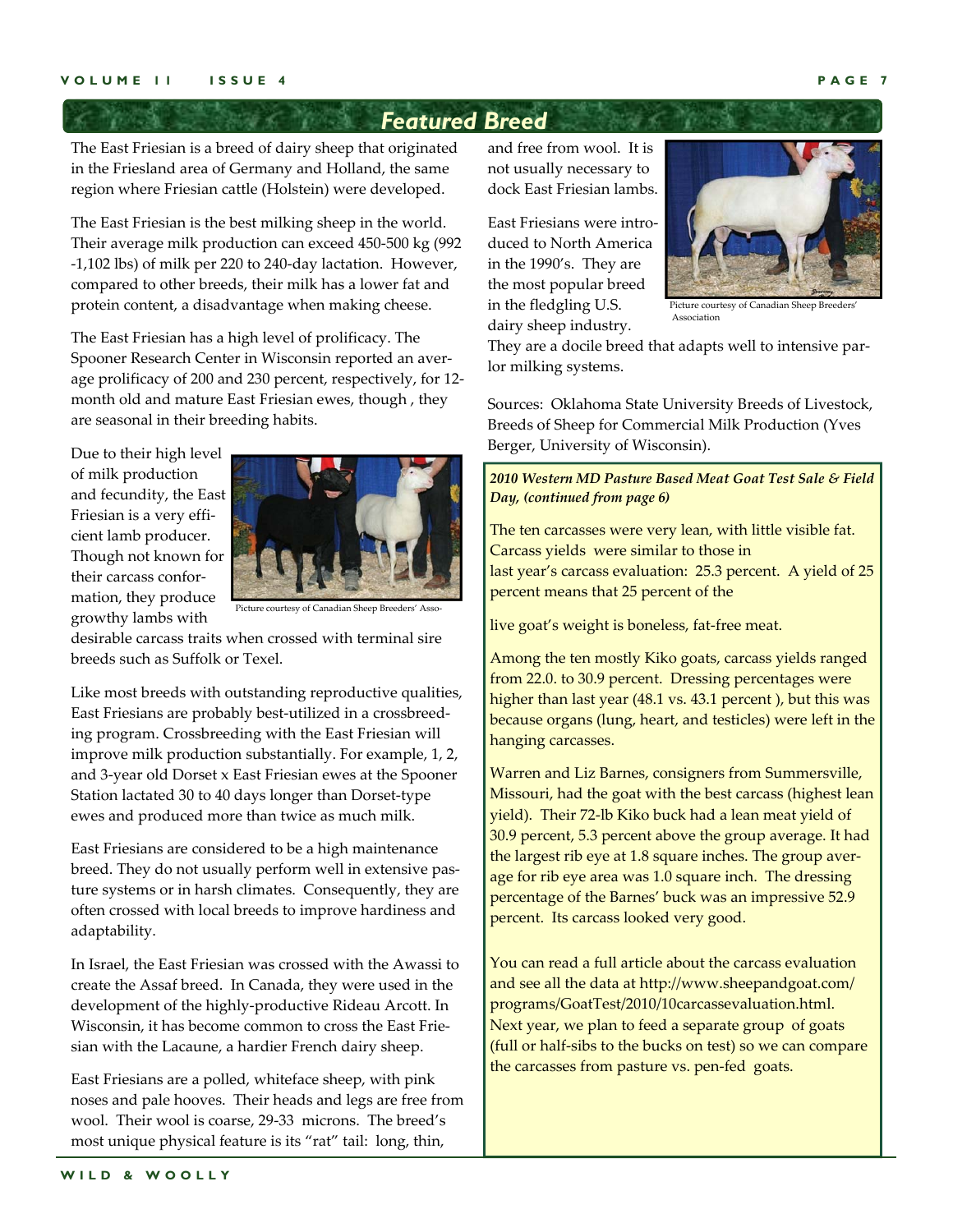## Featured Breed

The East Friesian is a breed of dairy sheep that originated in the Friesland area of Germany and Holland, the same region where Friesian cattle (Holstein) were developed.

The East Friesian is the best milking sheep in the world. Their average milk production can exceed 450-500 kg (992 -1,102 lbs) of milk per 220 to 240-day lactation. However, compared to other breeds, their milk has a lower fat and protein content, a disadvantage when making cheese.

The East Friesian has a high level of prolificacy. The Spooner Research Center in Wisconsin reported an average prolificacy of 200 and 230 percent, respectively, for 12-month old and mature East Friesian ewes, though , they are seasonal in their breeding habits.

Due to their high level of milk production and fecundity, the East Friesian is a very efficient lamb producer. Though not known for their carcass conformation, they produce growthy lambs with desirable carcass traits when crossed with terminal sire breeds such as Suffolk or Texel.

Picture courtesy of Canadian Sheep Breeders' Asso-

Like most breeds with outstanding reproductive qualities, East Friesians are probably best-utilized in a crossbreeding program. Crossbreeding with the East Friesian will improve milk production substantially. For example, 1, 2, and 3-year old Dorset x East Friesian ewes at the Spooner Station lactated 30 to 40 days longer than Dorset-type ewes and produced more than twice as much milk.

East Friesians are considered to be a high maintenance breed. They do not usually perform well in extensive pasture systems or in harsh climates. Consequently, they are often crossed with local breeds to improve hardiness and adaptability.

In Israel, the East Friesian was crossed with the Awassi to create the Assaf breed. In Canada, they were used in the development of the highly-productive Rideau Arcott. In Wisconsin, it has become common to cross the East Friesian with the Lacaune, a hardier French dairy sheep.

East Friesians are a polled, whiteface sheep, with pink noses and pale hooves. Their heads and legs are free from wool. Their wool is coarse, 29-33 microns. The breed's most unique physical feature is its "rat" tail: long, thin, and free from wool. It is not usually necessary to dock East Friesian lambs.

East Friesians were introduced to North America in the 1990's. They are the most popular breed in the fledgling U.S. dairy sheep industry. They are a docile breed that adapts well to intensive parlor milking systems.

Picture courtesy of Canadian Sheep Breeders' Association

Sources: Oklahoma State University Breeds of Livestock, Breeds of Sheep for Commercial Milk Production (Yves Berger, University of Wisconsin).

***2010 Western MD Pasture Based Meat Goat Test Sale & Field Day, (continued from page 6)***

The ten carcasses were very lean, with little visible fat. Carcass yields were similar to those in last year's carcass evaluation: 25.3 percent. A yield of 25 percent means that 25 percent of the live goat's weight is boneless, fat-free meat.

Among the ten mostly Kiko goats, carcass yields ranged from 22.0. to 30.9 percent. Dressing percentages were higher than last year (48.1 vs. 43.1 percent ), but this was because organs (lung, heart, and testicles) were left in the hanging carcasses.

Warren and Liz Barnes, consigners from Summersville, Missouri, had the goat with the best carcass (highest lean yield). Their 72-lb Kiko buck had a lean meat yield of 30.9 percent, 5.3 percent above the group average. It had the largest rib eye at 1.8 square inches. The group average for rib eye area was 1.0 square inch. The dressing percentage of the Barnes' buck was an impressive 52.9 percent. Its carcass looked very good.

You can read a full article about the carcass evaluation and see all the data at http://www.sheepandgoat.com/programs/GoatTest/2010/10carcassevaluation.html. Next year, we plan to feed a separate group of goats (full or half-sibs to the bucks on test) so we can compare the carcasses from pasture vs. pen-fed goats.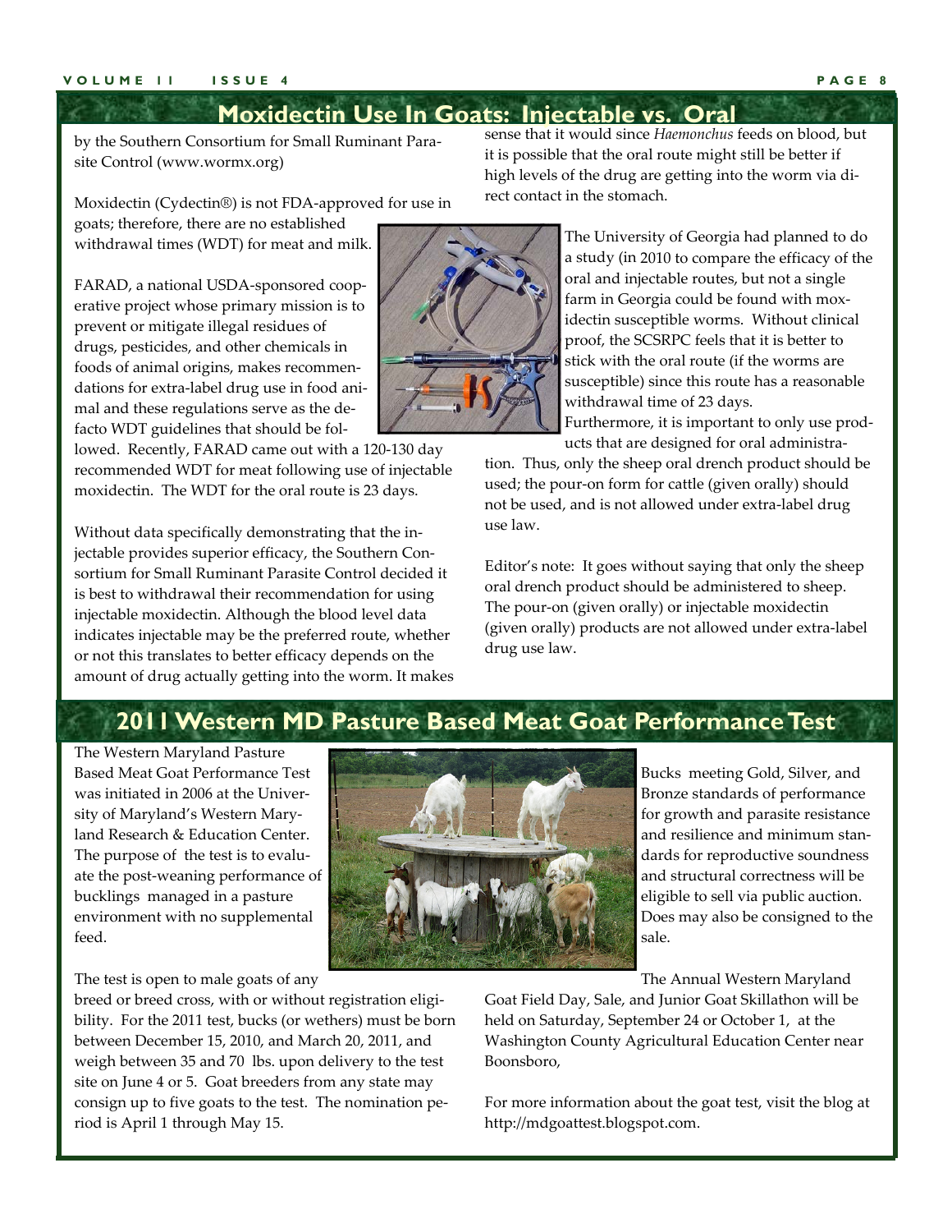## Moxidectin Use In Goats: Injectable vs. Oral

by the Southern Consortium for Small Ruminant Parasite Control (www.wormx.org)

Moxidectin (Cydectin®) is not FDA-approved for use in goats; therefore, there are no established withdrawal times (WDT) for meat and milk.

FARAD, a national USDA-sponsored cooperative project whose primary mission is to prevent or mitigate illegal residues of drugs, pesticides, and other chemicals in foods of animal origins, makes recommendations for extra-label drug use in food animal and these regulations serve as the defacto WDT guidelines that should be followed. Recently, FARAD came out with a 120-130 day recommended WDT for meat following use of injectable moxidectin. The WDT for the oral route is 23 days.

Without data specifically demonstrating that the injectable provides superior efficacy, the Southern Consortium for Small Ruminant Parasite Control decided it is best to withdrawal their recommendation for using injectable moxidectin. Although the blood level data indicates injectable may be the preferred route, whether or not this translates to better efficacy depends on the amount of drug actually getting into the worm. It makes sense that it would since *Haemonchus* feeds on blood, but it is possible that the oral route might still be better if high levels of the drug are getting into the worm via direct contact in the stomach.

The University of Georgia had planned to do a study (in 2010 to compare the efficacy of the oral and injectable routes, but not a single farm in Georgia could be found with moxidectin susceptible worms. Without clinical proof, the SCSRPC feels that it is better to stick with the oral route (if the worms are susceptible) since this route has a reasonable withdrawal time of 23 days.

Furthermore, it is important to only use products that are designed for oral administration. Thus, only the sheep oral drench product should be used; the pour-on form for cattle (given orally) should not be used, and is not allowed under extra-label drug use law.

Editor's note: It goes without saying that only the sheep oral drench product should be administered to sheep. The pour-on (given orally) or injectable moxidectin (given orally) products are not allowed under extra-label drug use law.

## 2011 Western MD Pasture Based Meat Goat Performance Test

The Western Maryland Pasture Based Meat Goat Performance Test was initiated in 2006 at the University of Maryland's Western Maryland Research & Education Center. The purpose of the test is to evaluate the post-weaning performance of bucklings managed in a pasture environment with no supplemental feed.

The test is open to male goats of any breed or breed cross, with or without registration eligibility. For the 2011 test, bucks (or wethers) must be born between December 15, 2010, and March 20, 2011, and weigh between 35 and 70 lbs. upon delivery to the test site on June 4 or 5. Goat breeders from any state may consign up to five goats to the test. The nomination period is April 1 through May 15.

Bucks meeting Gold, Silver, and Bronze standards of performance for growth and parasite resistance and resilience and minimum standards for reproductive soundness and structural correctness will be eligible to sell via public auction. Does may also be consigned to the sale.

The Annual Western Maryland Goat Field Day, Sale, and Junior Goat Skillathon will be held on Saturday, September 24 or October 1, at the Washington County Agricultural Education Center near Boonsboro,

For more information about the goat test, visit the blog at http://mdgoattest.blogspot.com.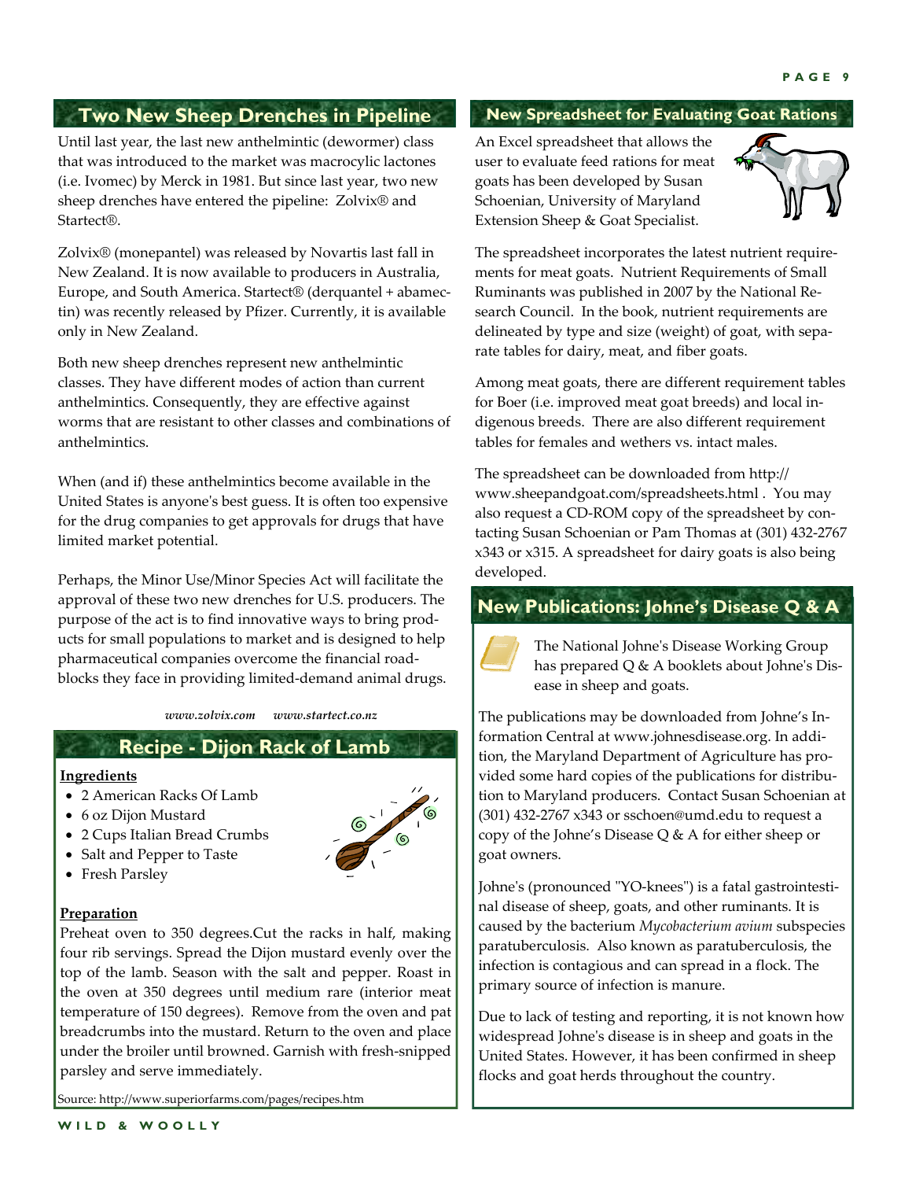## Two New Sheep Drenches in Pipeline

Until last year, the last new anthelmintic (dewormer) class that was introduced to the market was macrocylic lactones (i.e. Ivomec) by Merck in 1981. But since last year, two new sheep drenches have entered the pipeline: Zolvix® and Startect®.

Zolvix® (monepantel) was released by Novartis last fall in New Zealand. It is now available to producers in Australia, Europe, and South America. Startect® (derquantel + abamectin) was recently released by Pfizer. Currently, it is available only in New Zealand.

Both new sheep drenches represent new anthelmintic classes. They have different modes of action than current anthelmintics. Consequently, they are effective against worms that are resistant to other classes and combinations of anthelmintics.

When (and if) these anthelmintics become available in the United States is anyone's best guess. It is often too expensive for the drug companies to get approvals for drugs that have limited market potential.

Perhaps, the Minor Use/Minor Species Act will facilitate the approval of these two new drenches for U.S. producers. The purpose of the act is to find innovative ways to bring products for small populations to market and is designed to help pharmaceutical companies overcome the financial roadblocks they face in providing limited-demand animal drugs.

*www.zolvix.com* *www.startect.co.nz*

## Recipe - Dijon Rack of Lamb

**Ingredients**

- 2 American Racks Of Lamb
- 6 oz Dijon Mustard
- 2 Cups Italian Bread Crumbs
- Salt and Pepper to Taste
- Fresh Parsley

**Preparation**

Preheat oven to 350 degrees.Cut the racks in half, making four rib servings. Spread the Dijon mustard evenly over the top of the lamb. Season with the salt and pepper. Roast in the oven at 350 degrees until medium rare (interior meat temperature of 150 degrees). Remove from the oven and pat breadcrumbs into the mustard. Return to the oven and place under the broiler until browned. Garnish with fresh-snipped parsley and serve immediately.

Source: http://www.superiorfarms.com/pages/recipes.htm

## New Spreadsheet for Evaluating Goat Rations

An Excel spreadsheet that allows the user to evaluate feed rations for meat goats has been developed by Susan Schoenian, University of Maryland Extension Sheep & Goat Specialist.

The spreadsheet incorporates the latest nutrient requirements for meat goats. Nutrient Requirements of Small Ruminants was published in 2007 by the National Research Council. In the book, nutrient requirements are delineated by type and size (weight) of goat, with separate tables for dairy, meat, and fiber goats.

Among meat goats, there are different requirement tables for Boer (i.e. improved meat goat breeds) and local indigenous breeds. There are also different requirement tables for females and wethers vs. intact males.

The spreadsheet can be downloaded from http://www.sheepandgoat.com/spreadsheets.html . You may also request a CD-ROM copy of the spreadsheet by contacting Susan Schoenian or Pam Thomas at (301) 432-2767 x343 or x315. A spreadsheet for dairy goats is also being developed.

## New Publications: Johne's Disease Q & A

The National Johne's Disease Working Group has prepared Q & A booklets about Johne's Disease in sheep and goats.

The publications may be downloaded from Johne's Information Central at www.johnesdisease.org. In addition, the Maryland Department of Agriculture has provided some hard copies of the publications for distribution to Maryland producers. Contact Susan Schoenian at (301) 432-2767 x343 or sschoen@umd.edu to request a copy of the Johne's Disease Q & A for either sheep or goat owners.

Johne's (pronounced "YO-knees") is a fatal gastrointestinal disease of sheep, goats, and other ruminants. It is caused by the bacterium *Mycobacterium avium* subspecies paratuberculosis. Also known as paratuberculosis, the infection is contagious and can spread in a flock. The primary source of infection is manure.

Due to lack of testing and reporting, it is not known how widespread Johne's disease is in sheep and goats in the United States. However, it has been confirmed in sheep flocks and goat herds throughout the country.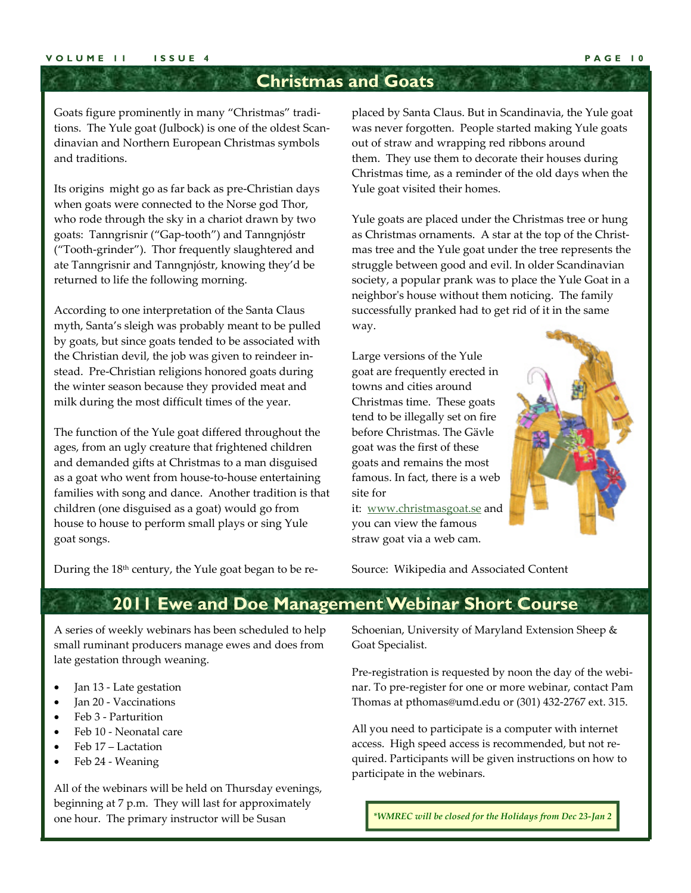## Christmas and Goats

Goats figure prominently in many "Christmas" traditions. The Yule goat (Julbock) is one of the oldest Scandinavian and Northern European Christmas symbols and traditions.

Its origins might go as far back as pre-Christian days when goats were connected to the Norse god Thor, who rode through the sky in a chariot drawn by two goats: Tanngrisnir ("Gap-tooth") and Tanngnjóstr ("Tooth-grinder"). Thor frequently slaughtered and ate Tanngrisnir and Tanngnjóstr, knowing they'd be returned to life the following morning.

According to one interpretation of the Santa Claus myth, Santa's sleigh was probably meant to be pulled by goats, but since goats tended to be associated with the Christian devil, the job was given to reindeer instead. Pre-Christian religions honored goats during the winter season because they provided meat and milk during the most difficult times of the year.

The function of the Yule goat differed throughout the ages, from an ugly creature that frightened children and demanded gifts at Christmas to a man disguised as a goat who went from house-to-house entertaining families with song and dance. Another tradition is that children (one disguised as a goat) would go from house to house to perform small plays or sing Yule goat songs.

During the 18th century, the Yule goat began to be replaced by Santa Claus. But in Scandinavia, the Yule goat was never forgotten. People started making Yule goats out of straw and wrapping red ribbons around them. They use them to decorate their houses during Christmas time, as a reminder of the old days when the Yule goat visited their homes.

Yule goats are placed under the Christmas tree or hung as Christmas ornaments. A star at the top of the Christmas tree and the Yule goat under the tree represents the struggle between good and evil. In older Scandinavian society, a popular prank was to place the Yule Goat in a neighbor's house without them noticing. The family successfully pranked had to get rid of it in the same way.

Large versions of the Yule goat are frequently erected in towns and cities around Christmas time. These goats tend to be illegally set on fire before Christmas. The Gävle goat was the first of these goats and remains the most famous. In fact, there is a web site for it: www.christmasgoat.se and you can view the famous straw goat via a web cam.

Source: Wikipedia and Associated Content

## 2011 Ewe and Doe Management Webinar Short Course

A series of weekly webinars has been scheduled to help small ruminant producers manage ewes and does from late gestation through weaning.

- Jan 13 - Late gestation
- Jan 20 - Vaccinations
- Feb 3 - Parturition
- Feb 10 - Neonatal care
- Feb 17 – Lactation
- Feb 24 - Weaning

All of the webinars will be held on Thursday evenings, beginning at 7 p.m. They will last for approximately one hour. The primary instructor will be Susan Schoenian, University of Maryland Extension Sheep & Goat Specialist.

Pre-registration is requested by noon the day of the webinar. To pre-register for one or more webinar, contact Pam Thomas at pthomas@umd.edu or (301) 432-2767 ext. 315.

All you need to participate is a computer with internet access. High speed access is recommended, but not required. Participants will be given instructions on how to participate in the webinars.

***WMREC will be closed for the Holidays from Dec 23-Jan 2***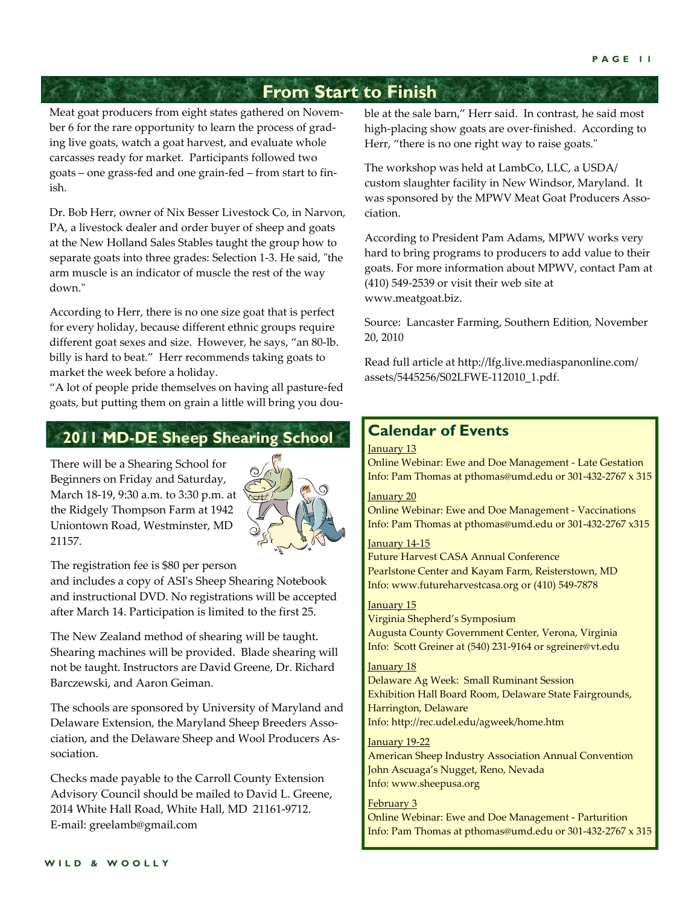## From Start to Finish

Meat goat producers from eight states gathered on November 6 for the rare opportunity to learn the process of grading live goats, watch a goat harvest, and evaluate whole carcasses ready for market. Participants followed two goats – one grass-fed and one grain-fed – from start to finish.

Dr. Bob Herr, owner of Nix Besser Livestock Co, in Narvon, PA, a livestock dealer and order buyer of sheep and goats at the New Holland Sales Stables taught the group how to separate goats into three grades: Selection 1-3. He said, "the arm muscle is an indicator of muscle the rest of the way down."

According to Herr, there is no one size goat that is perfect for every holiday, because different ethnic groups require different goat sexes and size. However, he says, "an 80-lb. billy is hard to beat." Herr recommends taking goats to market the week before a holiday.

"A lot of people pride themselves on having all pasture-fed goats, but putting them on grain a little will bring you double at the sale barn," Herr said. In contrast, he said most high-placing show goats are over-finished. According to Herr, "there is no one right way to raise goats."

The workshop was held at LambCo, LLC, a USDA/custom slaughter facility in New Windsor, Maryland. It was sponsored by the MPWV Meat Goat Producers Association.

According to President Pam Adams, MPWV works very hard to bring programs to producers to add value to their goats. For more information about MPWV, contact Pam at (410) 549-2539 or visit their web site at www.meatgoat.biz.

Source: Lancaster Farming, Southern Edition, November 20, 2010

Read full article at http://lfg.live.mediaspanonline.com/assets/5445256/S02LFWE-112010_1.pdf.

## 2011 MD-DE Sheep Shearing School

There will be a Shearing School for Beginners on Friday and Saturday, March 18-19, 9:30 a.m. to 3:30 p.m. at the Ridgely Thompson Farm at 1942 Uniontown Road, Westminster, MD 21157.

The registration fee is $80 per person and includes a copy of ASI's Sheep Shearing Notebook and instructional DVD. No registrations will be accepted after March 14. Participation is limited to the first 25.

The New Zealand method of shearing will be taught. Shearing machines will be provided. Blade shearing will not be taught. Instructors are David Greene, Dr. Richard Barczewski, and Aaron Geiman.

The schools are sponsored by University of Maryland and Delaware Extension, the Maryland Sheep Breeders Association, and the Delaware Sheep and Wool Producers Association.

Checks made payable to the Carroll County Extension Advisory Council should be mailed to David L. Greene, 2014 White Hall Road, White Hall, MD 21161-9712.
E-mail: greelamb@gmail.com

## Calendar of Events

January 13
Online Webinar: Ewe and Doe Management - Late Gestation
Info: Pam Thomas at pthomas@umd.edu or 301-432-2767 x 315

January 20
Online Webinar: Ewe and Doe Management - Vaccinations
Info: Pam Thomas at pthomas@umd.edu or 301-432-2767 x315

January 14-15
Future Harvest CASA Annual Conference
Pearlstone Center and Kayam Farm, Reisterstown, MD
Info: www.futureharvestcasa.org or (410) 549-7878

January 15
Virginia Shepherd's Symposium
Augusta County Government Center, Verona, Virginia
Info: Scott Greiner at (540) 231-9164 or sgreiner@vt.edu

January 18
Delaware Ag Week: Small Ruminant Session
Exhibition Hall Board Room, Delaware State Fairgrounds, Harrington, Delaware
Info: http://rec.udel.edu/agweek/home.htm

January 19-22
American Sheep Industry Association Annual Convention
John Ascuaga's Nugget, Reno, Nevada
Info: www.sheepusa.org

February 3
Online Webinar: Ewe and Doe Management - Parturition
Info: Pam Thomas at pthomas@umd.edu or 301-432-2767 x 315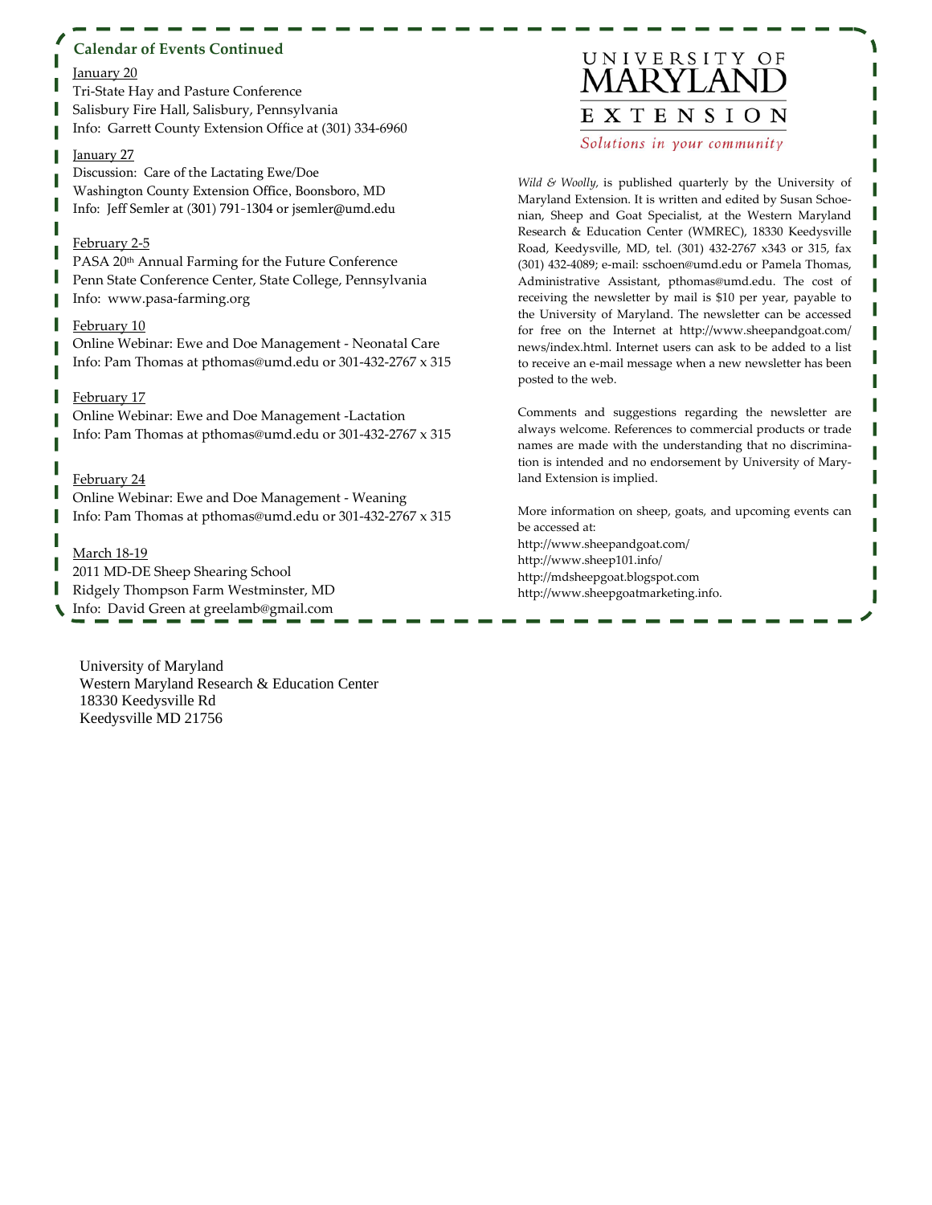## Calendar of Events Continued

January 20
Tri-State Hay and Pasture Conference
Salisbury Fire Hall, Salisbury, Pennsylvania
Info: Garrett County Extension Office at (301) 334-6960

January 27
Discussion: Care of the Lactating Ewe/Doe
Washington County Extension Office, Boonsboro, MD
Info: Jeff Semler at (301) 791-1304 or jsemler@umd.edu

February 2-5
PASA 20th Annual Farming for the Future Conference
Penn State Conference Center, State College, Pennsylvania
Info: www.pasa-farming.org

February 10
Online Webinar: Ewe and Doe Management - Neonatal Care
Info: Pam Thomas at pthomas@umd.edu or 301-432-2767 x 315

February 17
Online Webinar: Ewe and Doe Management -Lactation
Info: Pam Thomas at pthomas@umd.edu or 301-432-2767 x 315

February 24
Online Webinar: Ewe and Doe Management - Weaning
Info: Pam Thomas at pthomas@umd.edu or 301-432-2767 x 315

March 18-19
2011 MD-DE Sheep Shearing School
Ridgely Thompson Farm Westminster, MD
Info: David Green at greelamb@gmail.com

UNIVERSITY OF MARYLAND EXTENSION
*Solutions in your community*

*Wild & Woolly*, is published quarterly by the University of Maryland Extension. It is written and edited by Susan Schoenian, Sheep and Goat Specialist, at the Western Maryland Research & Education Center (WMREC), 18330 Keedysville Road, Keedysville, MD, tel. (301) 432-2767 x343 or 315, fax (301) 432-4089; e-mail: sschoen@umd.edu or Pamela Thomas, Administrative Assistant, pthomas@umd.edu. The cost of receiving the newsletter by mail is $10 per year, payable to the University of Maryland. The newsletter can be accessed for free on the Internet at http://www.sheepandgoat.com/news/index.html. Internet users can ask to be added to a list to receive an e-mail message when a new newsletter has been posted to the web.

Comments and suggestions regarding the newsletter are always welcome. References to commercial products or trade names are made with the understanding that no discrimination is intended and no endorsement by University of Maryland Extension is implied.

More information on sheep, goats, and upcoming events can be accessed at:
http://www.sheepandgoat.com/
http://www.sheep101.info/
http://mdsheepgoat.blogspot.com
http://www.sheepgoatmarketing.info.

University of Maryland
Western Maryland Research & Education Center
18330 Keedysville Rd
Keedysville MD 21756